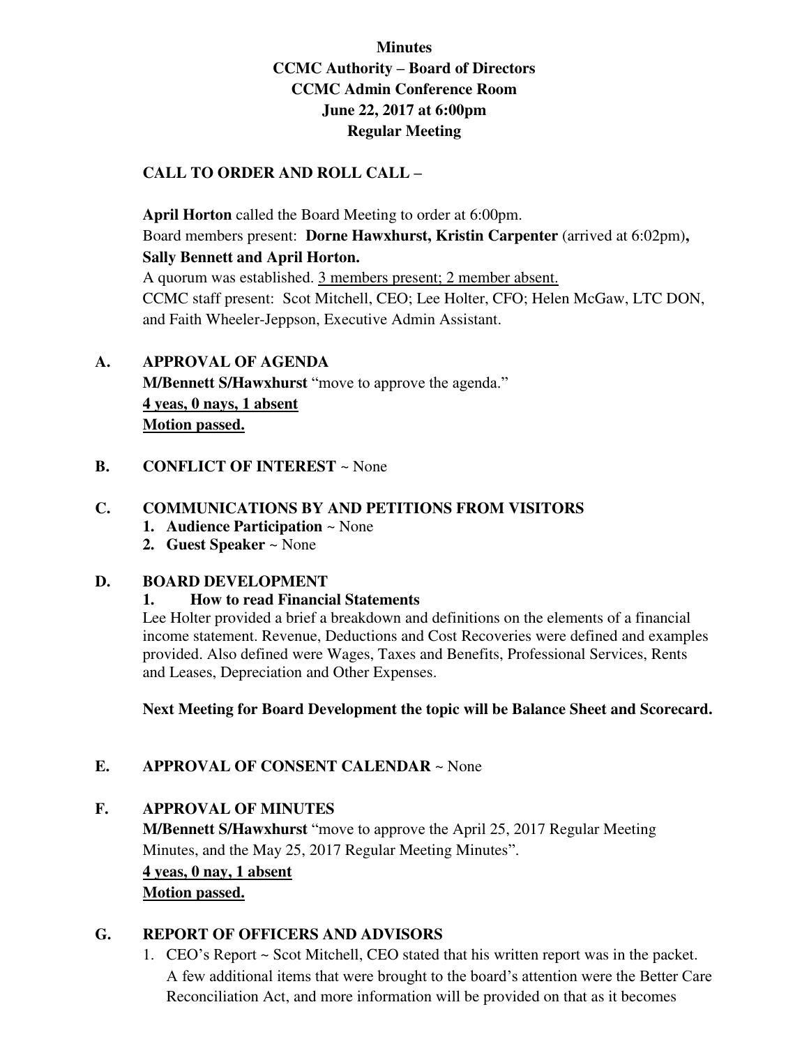**Minutes**
**CCMC Authority – Board of Directors**
**CCMC Admin Conference Room**
**June 22, 2017 at 6:00pm**
**Regular Meeting**

**CALL TO ORDER AND ROLL CALL –**

**April Horton** called the Board Meeting to order at 6:00pm.
Board members present: **Dorne Hawxhurst, Kristin Carpenter** (arrived at 6:02pm)**, Sally Bennett and April Horton.**
A quorum was established. <u>3 members present; 2 member absent.</u>
CCMC staff present: Scot Mitchell, CEO; Lee Holter, CFO; Helen McGaw, LTC DON, and Faith Wheeler-Jeppson, Executive Admin Assistant.

**A. APPROVAL OF AGENDA**
**M/Bennett S/Hawxhurst** "move to approve the agenda."
**<u>4 yeas, 0 nays, 1 absent</u>**
**<u>Motion passed.</u>**

**B. CONFLICT OF INTEREST** ~ None

**C. COMMUNICATIONS BY AND PETITIONS FROM VISITORS**
1. **Audience Participation** ~ None
2. **Guest Speaker** ~ None

**D. BOARD DEVELOPMENT**

**1. How to read Financial Statements**

Lee Holter provided a brief a breakdown and definitions on the elements of a financial income statement. Revenue, Deductions and Cost Recoveries were defined and examples provided. Also defined were Wages, Taxes and Benefits, Professional Services, Rents and Leases, Depreciation and Other Expenses.

**Next Meeting for Board Development the topic will be Balance Sheet and Scorecard.**

**E. APPROVAL OF CONSENT CALENDAR** ~ None

**F. APPROVAL OF MINUTES**
**M/Bennett S/Hawxhurst** "move to approve the April 25, 2017 Regular Meeting Minutes, and the May 25, 2017 Regular Meeting Minutes".
**<u>4 yeas, 0 nay, 1 absent</u>**
**<u>Motion passed.</u>**

**G. REPORT OF OFFICERS AND ADVISORS**
1. CEO's Report ~ Scot Mitchell, CEO stated that his written report was in the packet. A few additional items that were brought to the board's attention were the Better Care Reconciliation Act, and more information will be provided on that as it becomes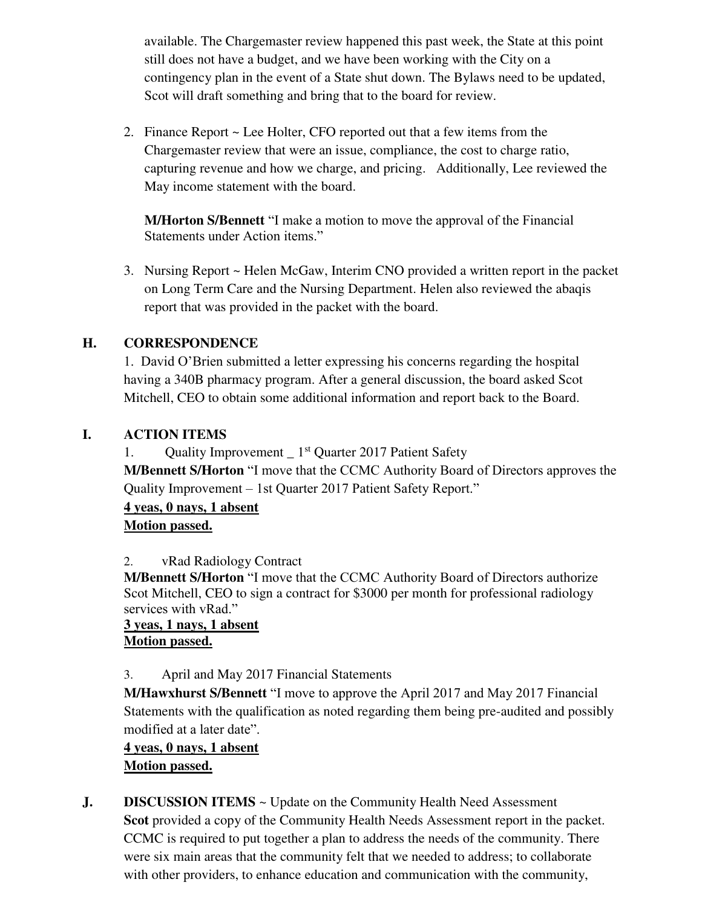available. The Chargemaster review happened this past week, the State at this point still does not have a budget, and we have been working with the City on a contingency plan in the event of a State shut down. The Bylaws need to be updated, Scot will draft something and bring that to the board for review.

2. Finance Report ~ Lee Holter, CFO reported out that a few items from the Chargemaster review that were an issue, compliance, the cost to charge ratio, capturing revenue and how we charge, and pricing. Additionally, Lee reviewed the May income statement with the board.

   **M/Horton S/Bennett** "I make a motion to move the approval of the Financial Statements under Action items."

3. Nursing Report ~ Helen McGaw, Interim CNO provided a written report in the packet on Long Term Care and the Nursing Department. Helen also reviewed the abaqis report that was provided in the packet with the board.

## H. CORRESPONDENCE

1. David O'Brien submitted a letter expressing his concerns regarding the hospital having a 340B pharmacy program. After a general discussion, the board asked Scot Mitchell, CEO to obtain some additional information and report back to the Board.

## I. ACTION ITEMS

1. Quality Improvement _ 1st Quarter 2017 Patient Safety

   **M/Bennett S/Horton** "I move that the CCMC Authority Board of Directors approves the Quality Improvement – 1st Quarter 2017 Patient Safety Report."

   **4 yeas, 0 nays, 1 absent**
   **Motion passed.**

2. vRad Radiology Contract

   **M/Bennett S/Horton** "I move that the CCMC Authority Board of Directors authorize Scot Mitchell, CEO to sign a contract for $3000 per month for professional radiology services with vRad."

   **3 yeas, 1 nays, 1 absent**
   **Motion passed.**

3. April and May 2017 Financial Statements

   **M/Hawxhurst S/Bennett** "I move to approve the April 2017 and May 2017 Financial Statements with the qualification as noted regarding them being pre-audited and possibly modified at a later date".

   **4 yeas, 0 nays, 1 absent**
   **Motion passed.**

## J. DISCUSSION ITEMS ~ Update on the Community Health Need Assessment

**Scot** provided a copy of the Community Health Needs Assessment report in the packet. CCMC is required to put together a plan to address the needs of the community. There were six main areas that the community felt that we needed to address; to collaborate with other providers, to enhance education and communication with the community,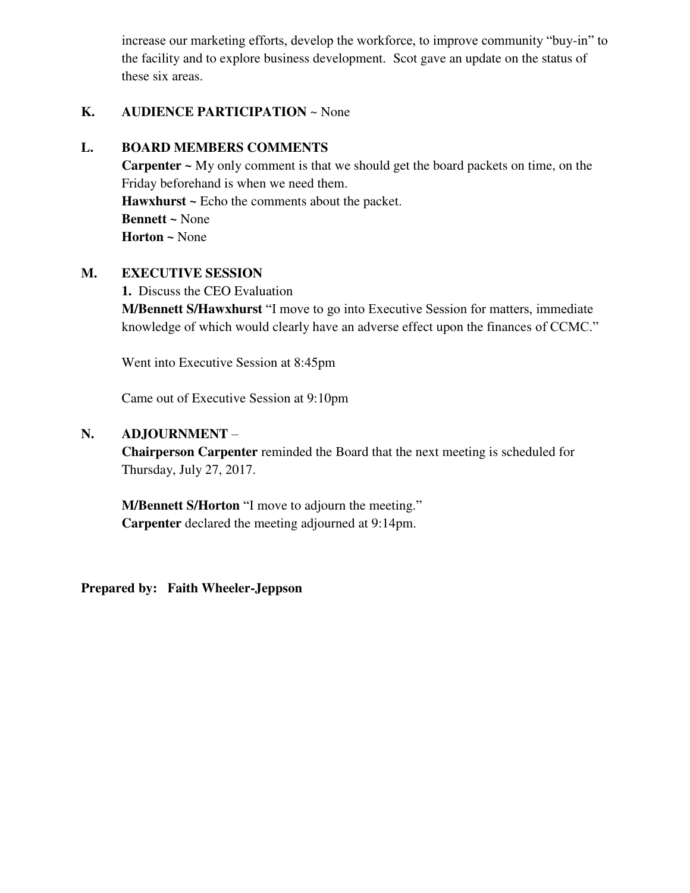increase our marketing efforts, develop the workforce, to improve community "buy-in" to the facility and to explore business development. Scot gave an update on the status of these six areas.

**K. AUDIENCE PARTICIPATION** ~ None

**L. BOARD MEMBERS COMMENTS**

**Carpenter ~** My only comment is that we should get the board packets on time, on the Friday beforehand is when we need them.
**Hawxhurst ~** Echo the comments about the packet.
**Bennett ~** None
**Horton ~** None

**M. EXECUTIVE SESSION**

**1.** Discuss the CEO Evaluation
**M/Bennett S/Hawxhurst** "I move to go into Executive Session for matters, immediate knowledge of which would clearly have an adverse effect upon the finances of CCMC."

Went into Executive Session at 8:45pm

Came out of Executive Session at 9:10pm

**N. ADJOURNMENT** –

**Chairperson Carpenter** reminded the Board that the next meeting is scheduled for Thursday, July 27, 2017.

**M/Bennett S/Horton** "I move to adjourn the meeting."
**Carpenter** declared the meeting adjourned at 9:14pm.

**Prepared by: Faith Wheeler-Jeppson**